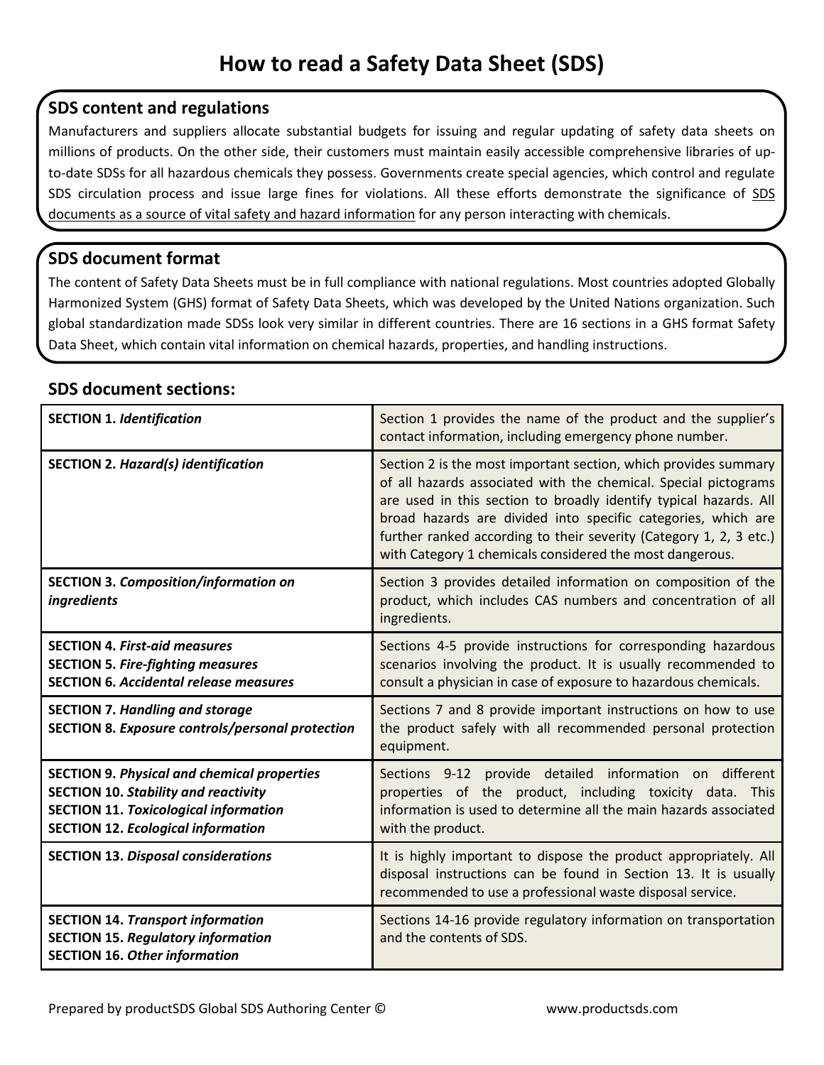# How to read a Safety Data Sheet (SDS)

## SDS content and regulations

Manufacturers and suppliers allocate substantial budgets for issuing and regular updating of safety data sheets on millions of products. On the other side, their customers must maintain easily accessible comprehensive libraries of up-to-date SDSs for all hazardous chemicals they possess. Governments create special agencies, which control and regulate SDS circulation process and issue large fines for violations. All these efforts demonstrate the significance of <u>SDS documents as a source of vital safety and hazard information</u> for any person interacting with chemicals.

## SDS document format

The content of Safety Data Sheets must be in full compliance with national regulations. Most countries adopted Globally Harmonized System (GHS) format of Safety Data Sheets, which was developed by the United Nations organization. Such global standardization made SDSs look very similar in different countries. There are 16 sections in a GHS format Safety Data Sheet, which contain vital information on chemical hazards, properties, and handling instructions.

## SDS document sections:

| Section | Description |
|---|---|
| **SECTION 1.** ***Identification*** | Section 1 provides the name of the product and the supplier's contact information, including emergency phone number. |
| **SECTION 2.** ***Hazard(s) identification*** | Section 2 is the most important section, which provides summary of all hazards associated with the chemical. Special pictograms are used in this section to broadly identify typical hazards. All broad hazards are divided into specific categories, which are further ranked according to their severity (Category 1, 2, 3 etc.) with Category 1 chemicals considered the most dangerous. |
| **SECTION 3.** ***Composition/information on ingredients*** | Section 3 provides detailed information on composition of the product, which includes CAS numbers and concentration of all ingredients. |
| **SECTION 4.** ***First-aid measures***<br>**SECTION 5.** ***Fire-fighting measures***<br>**SECTION 6.** ***Accidental release measures*** | Sections 4-5 provide instructions for corresponding hazardous scenarios involving the product. It is usually recommended to consult a physician in case of exposure to hazardous chemicals. |
| **SECTION 7.** ***Handling and storage***<br>**SECTION 8.** ***Exposure controls/personal protection*** | Sections 7 and 8 provide important instructions on how to use the product safely with all recommended personal protection equipment. |
| **SECTION 9.** ***Physical and chemical properties***<br>**SECTION 10.** ***Stability and reactivity***<br>**SECTION 11.** ***Toxicological information***<br>**SECTION 12.** ***Ecological information*** | Sections 9-12 provide detailed information on different properties of the product, including toxicity data. This information is used to determine all the main hazards associated with the product. |
| **SECTION 13.** ***Disposal considerations*** | It is highly important to dispose the product appropriately. All disposal instructions can be found in Section 13. It is usually recommended to use a professional waste disposal service. |
| **SECTION 14.** ***Transport information***<br>**SECTION 15.** ***Regulatory information***<br>**SECTION 16.** ***Other information*** | Sections 14-16 provide regulatory information on transportation and the contents of SDS. |

Prepared by productSDS Global SDS Authoring Center © www.productsds.com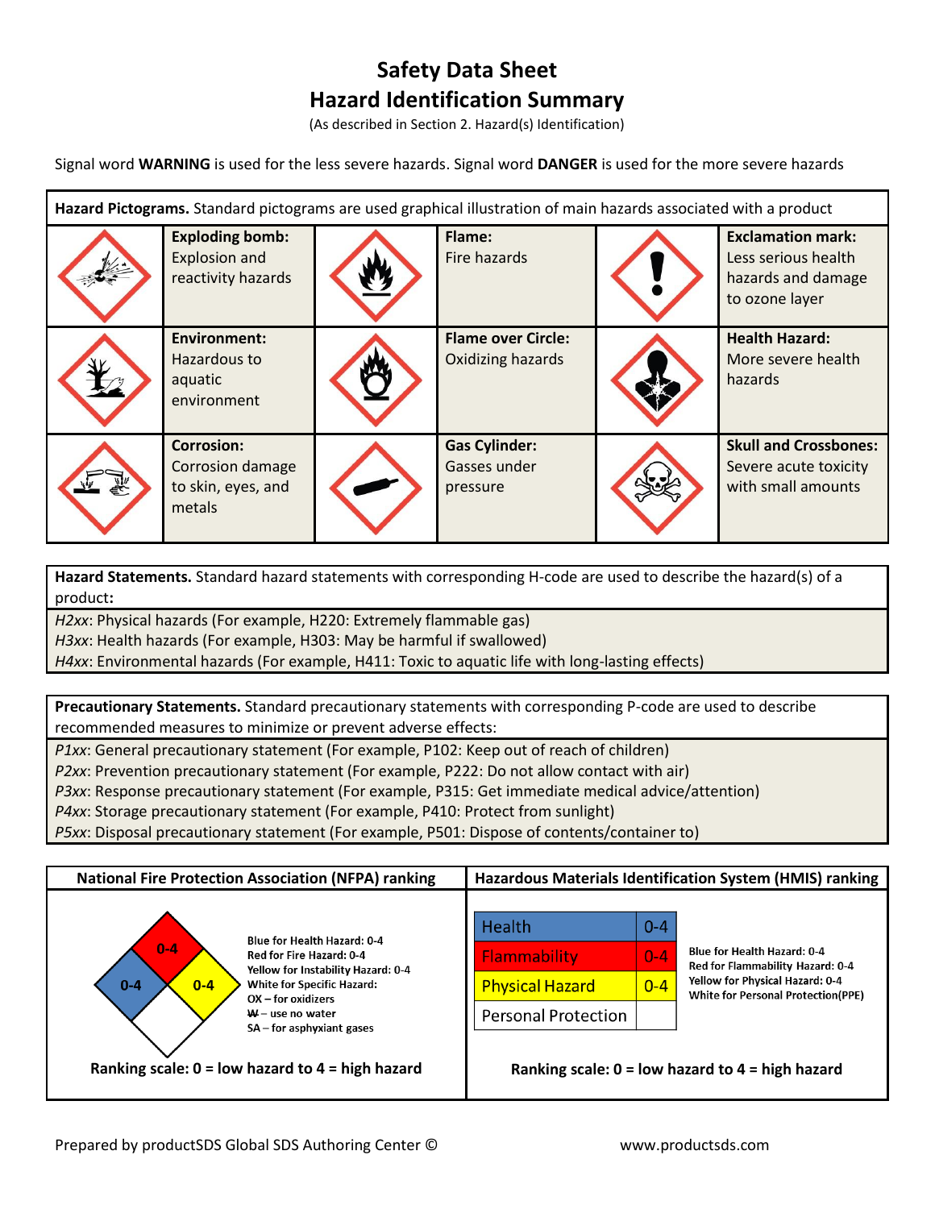# Safety Data Sheet
# Hazard Identification Summary

(As described in Section 2. Hazard(s) Identification)

Signal word **WARNING** is used for the less severe hazards. Signal word **DANGER** is used for the more severe hazards

**Hazard Pictograms.** Standard pictograms are used graphical illustration of main hazards associated with a product

| | | | | | |
|---|---|---|---|---|---|
| | **Exploding bomb:** Explosion and reactivity hazards | | **Flame:** Fire hazards | | **Exclamation mark:** Less serious health hazards and damage to ozone layer |
| | **Environment:** Hazardous to aquatic environment | | **Flame over Circle:** Oxidizing hazards | | **Health Hazard:** More severe health hazards |
| | **Corrosion:** Corrosion damage to skin, eyes, and metals | | **Gas Cylinder:** Gasses under pressure | | **Skull and Crossbones:** Severe acute toxicity with small amounts |

**Hazard Statements.** Standard hazard statements with corresponding H-code are used to describe the hazard(s) of a product**:**

*H2xx*: Physical hazards (For example, H220: Extremely flammable gas)
*H3xx*: Health hazards (For example, H303: May be harmful if swallowed)
*H4xx*: Environmental hazards (For example, H411: Toxic to aquatic life with long-lasting effects)

**Precautionary Statements.** Standard precautionary statements with corresponding P-code are used to describe recommended measures to minimize or prevent adverse effects:

*P1xx*: General precautionary statement (For example, P102: Keep out of reach of children)
*P2xx*: Prevention precautionary statement (For example, P222: Do not allow contact with air)
*P3xx*: Response precautionary statement (For example, P315: Get immediate medical advice/attention)
*P4xx*: Storage precautionary statement (For example, P410: Protect from sunlight)
*P5xx*: Disposal precautionary statement (For example, P501: Dispose of contents/container to)

## National Fire Protection Association (NFPA) ranking

0-4
0-4
0-4

Blue for Health Hazard: 0-4
Red for Fire Hazard: 0-4
Yellow for Instability Hazard: 0-4
White for Specific Hazard:
OX – for oxidizers
~~W~~ – use no water
SA – for asphyxiant gases

**Ranking scale: 0 = low hazard to 4 = high hazard**

## Hazardous Materials Identification System (HMIS) ranking

| | |
|---|---|
| Health | 0-4 |
| Flammability | 0-4 |
| Physical Hazard | 0-4 |
| Personal Protection | |

Blue for Health Hazard: 0-4
Red for Flammability Hazard: 0-4
Yellow for Physical Hazard: 0-4
White for Personal Protection(PPE)

**Ranking scale: 0 = low hazard to 4 = high hazard**

Prepared by productSDS Global SDS Authoring Center © www.productsds.com